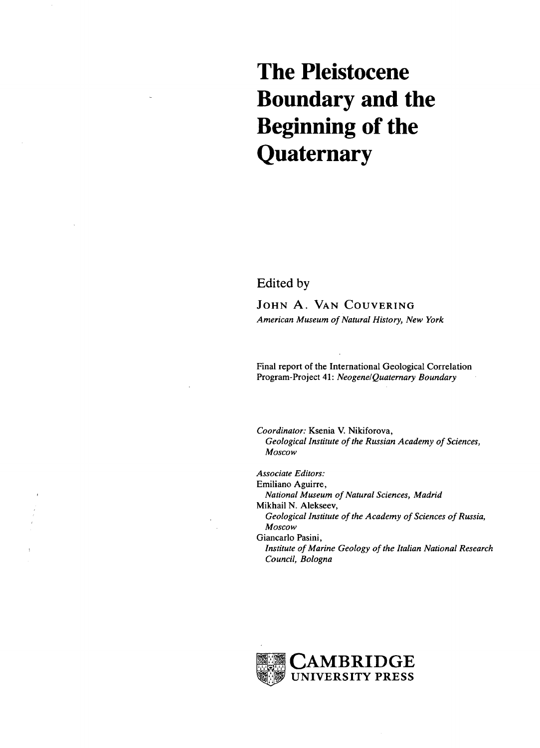# The Pleistocene Boundary and the Beginning of the Quaternary

Edited by

JOHN A. VAN COUVERING
*American Museum of Natural History, New York*

Final report of the International Geological Correlation Program-Project 41: *Neogene/Quaternary Boundary*

*Coordinator:* Ksenia V. Nikiforova,
*Geological Institute of the Russian Academy of Sciences, Moscow*

*Associate Editors:*
Emiliano Aguirre,
*National Museum of Natural Sciences, Madrid*
Mikhail N. Alekseev,
*Geological Institute of the Academy of Sciences of Russia, Moscow*
Giancarlo Pasini,
*Institute of Marine Geology of the Italian National Research Council, Bologna*

CAMBRIDGE
UNIVERSITY PRESS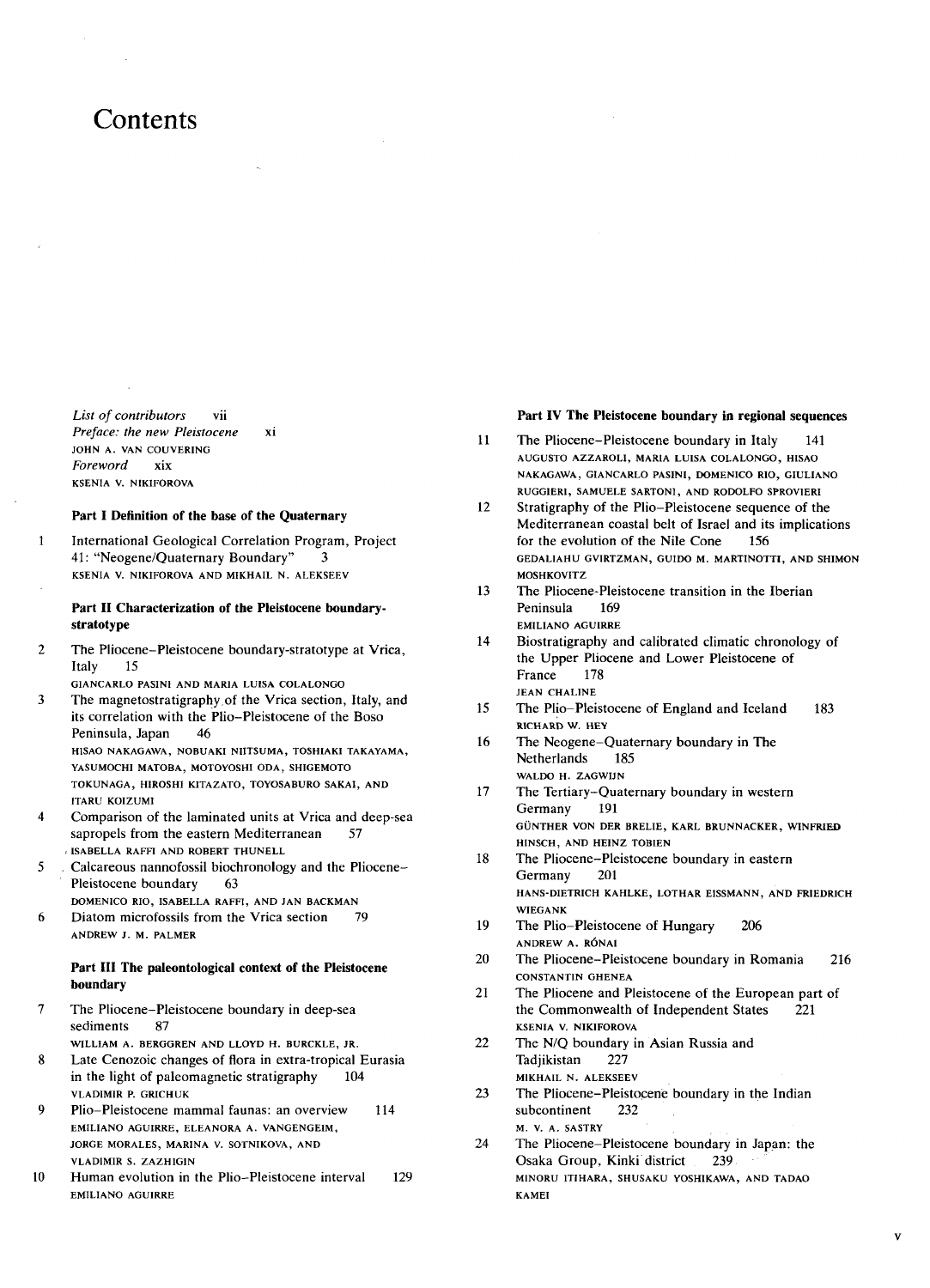# Contents

*List of contributors* vii

*Preface: the new Pleistocene* xi
JOHN A. VAN COUVERING

*Foreword* xix
KSENIA V. NIKIFOROVA

## Part I Definition of the base of the Quaternary

1 International Geological Correlation Program, Project 41: "Neogene/Quaternary Boundary" 3
KSENIA V. NIKIFOROVA AND MIKHAIL N. ALEKSEEV

## Part II Characterization of the Pleistocene boundary-stratotype

2 The Pliocene–Pleistocene boundary-stratotype at Vrica, Italy 15
GIANCARLO PASINI AND MARIA LUISA COLALONGO

3 The magnetostratigraphy of the Vrica section, Italy, and its correlation with the Plio–Pleistocene of the Boso Peninsula, Japan 46
HISAO NAKAGAWA, NOBUAKI NIITSUMA, TOSHIAKI TAKAYAMA, YASUMOCHI MATOBA, MOTOYOSHI ODA, SHIGEMOTO TOKUNAGA, HIROSHI KITAZATO, TOYOSABURO SAKAI, AND ITARU KOIZUMI

4 Comparison of the laminated units at Vrica and deep-sea sapropels from the eastern Mediterranean 57
ISABELLA RAFFI AND ROBERT THUNELL

5 Calcareous nannofossil biochronology and the Pliocene–Pleistocene boundary 63
DOMENICO RIO, ISABELLA RAFFI, AND JAN BACKMAN

6 Diatom microfossils from the Vrica section 79
ANDREW J. M. PALMER

## Part III The paleontological context of the Pleistocene boundary

7 The Pliocene–Pleistocene boundary in deep-sea sediments 87
WILLIAM A. BERGGREN AND LLOYD H. BURCKLE, JR.

8 Late Cenozoic changes of flora in extra-tropical Eurasia in the light of paleomagnetic stratigraphy 104
VLADIMIR P. GRICHUK

9 Plio–Pleistocene mammal faunas: an overview 114
EMILIANO AGUIRRE, ELEANORA A. VANGENGEIM, JORGE MORALES, MARINA V. SOTNIKOVA, AND VLADIMIR S. ZAZHIGIN

10 Human evolution in the Plio–Pleistocene interval 129
EMILIANO AGUIRRE

## Part IV The Pleistocene boundary in regional sequences

11 The Pliocene–Pleistocene boundary in Italy 141
AUGUSTO AZZAROLI, MARIA LUISA COLALONGO, HISAO NAKAGAWA, GIANCARLO PASINI, DOMENICO RIO, GIULIANO RUGGIERI, SAMUELE SARTONI, AND RODOLFO SPROVIERI

12 Stratigraphy of the Plio–Pleistocene sequence of the Mediterranean coastal belt of Israel and its implications for the evolution of the Nile Cone 156
GEDALIAHU GVIRTZMAN, GUIDO M. MARTINOTTI, AND SHIMON MOSHKOVITZ

13 The Pliocene-Pleistocene transition in the Iberian Peninsula 169
EMILIANO AGUIRRE

14 Biostratigraphy and calibrated climatic chronology of the Upper Pliocene and Lower Pleistocene of France 178
JEAN CHALINE

15 The Plio–Pleistocene of England and Iceland 183
RICHARD W. HEY

16 The Neogene–Quaternary boundary in The Netherlands 185
WALDO H. ZAGWIJN

17 The Tertiary–Quaternary boundary in western Germany 191
GÜNTHER VON DER BRELIE, KARL BRUNNACKER, WINFRIED HINSCH, AND HEINZ TOBIEN

18 The Pliocene–Pleistocene boundary in eastern Germany 201
HANS-DIETRICH KAHLKE, LOTHAR EISSMANN, AND FRIEDRICH WIEGANK

19 The Plio–Pleistocene of Hungary 206
ANDREW A. RÓNAI

20 The Pliocene–Pleistocene boundary in Romania 216
CONSTANTIN GHENEA

21 The Pliocene and Pleistocene of the European part of the Commonwealth of Independent States 221
KSENIA V. NIKIFOROVA

22 The N/Q boundary in Asian Russia and Tadjikistan 227
MIKHAIL N. ALEKSEEV

23 The Pliocene–Pleistocene boundary in the Indian subcontinent 232
M. V. A. SASTRY

24 The Pliocene–Pleistocene boundary in Japan: the Osaka Group, Kinki district 239
MINORU ITIHARA, SHUSAKU YOSHIKAWA, AND TADAO KAMEI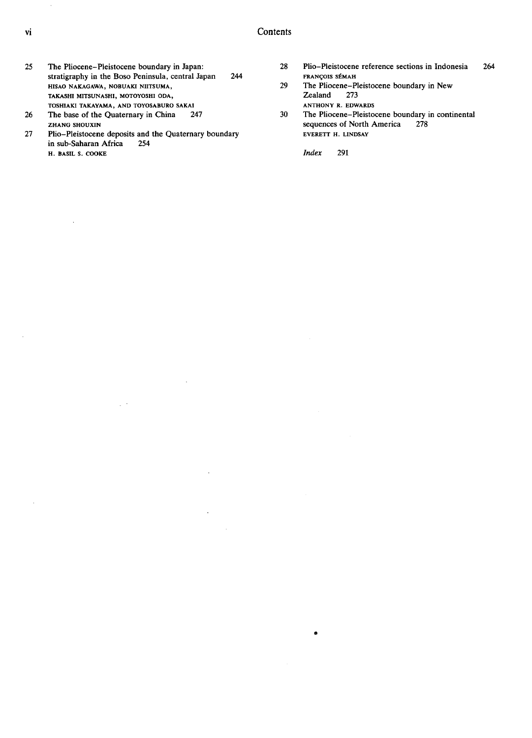25 The Pliocene–Pleistocene boundary in Japan: stratigraphy in the Boso Peninsula, central Japan 244
HISAO NAKAGAWA, NOBUAKI NIITSUMA, TAKASHI MITSUNASHI, MOTOYOSHI ODA, TOSHIAKI TAKAYAMA, AND TOYOSABURO SAKAI

26 The base of the Quaternary in China 247
ZHANG SHOUXIN

27 Plio–Pleistocene deposits and the Quaternary boundary in sub-Saharan Africa 254
H. BASIL S. COOKE

28 Plio–Pleistocene reference sections in Indonesia 264
FRANÇOIS SÉMAH

29 The Pliocene–Pleistocene boundary in New Zealand 273
ANTHONY R. EDWARDS

30 The Pliocene–Pleistocene boundary in continental sequences of North America 278
EVERETT H. LINDSAY

*Index* 291